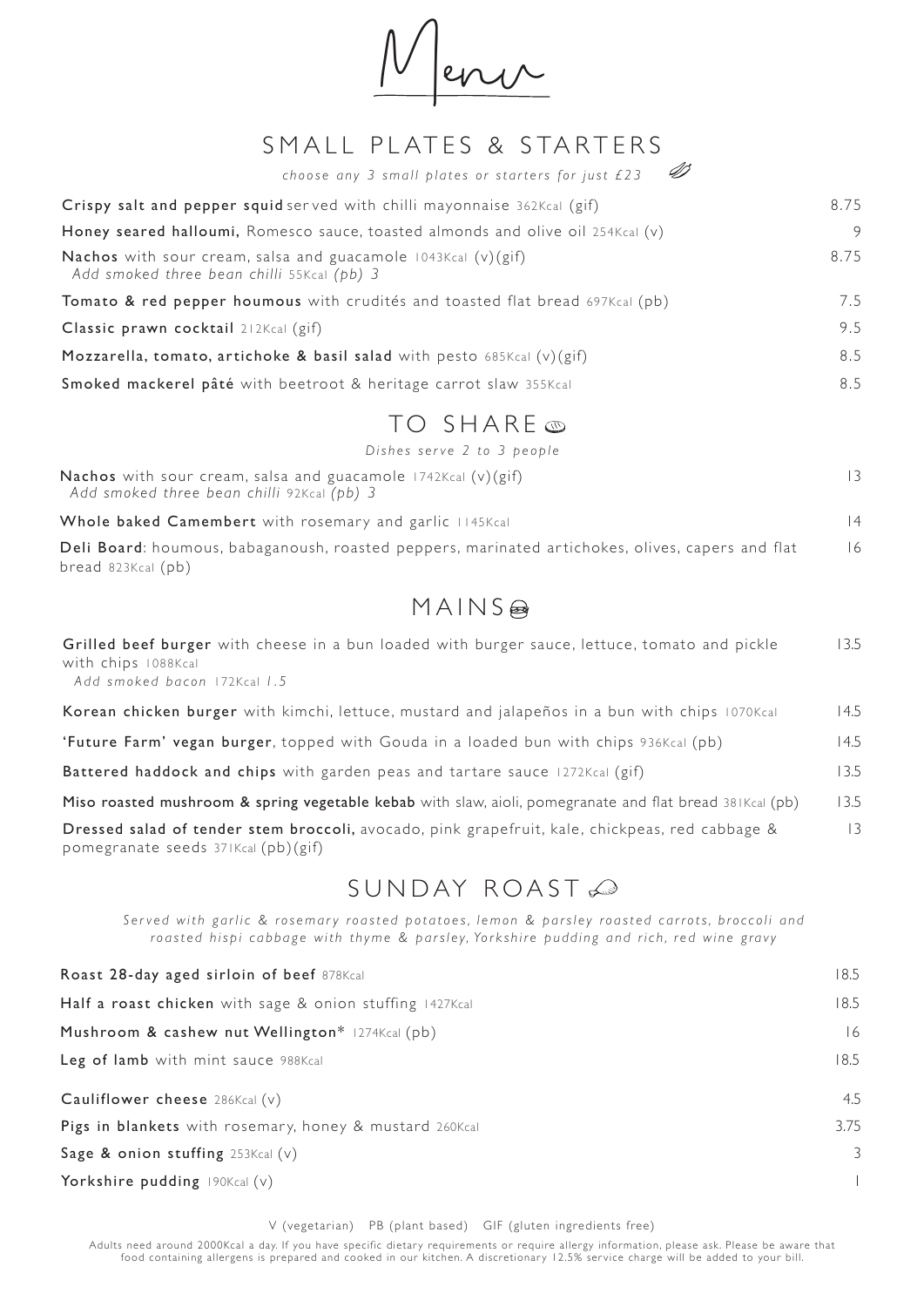# Menu

## SMALL PLATES & STARTERS

*choose any 3 small plates or starters for just £23*

| | |
|---|---|
| **Crispy salt and pepper squid** served with chilli mayonnaise 362Kcal (gif) | 8.75 |
| **Honey seared halloumi,** Romesco sauce, toasted almonds and olive oil 254Kcal (v) | 9 |
| **Nachos** with sour cream, salsa and guacamole 1043Kcal (v)(gif)<br>*Add smoked three bean chilli 55Kcal (pb) 3* | 8.75 |
| **Tomato & red pepper houmous** with crudités and toasted flat bread 697Kcal (pb) | 7.5 |
| **Classic prawn cocktail** 212Kcal (gif) | 9.5 |
| **Mozzarella, tomato, artichoke & basil salad** with pesto 685Kcal (v)(gif) | 8.5 |
| **Smoked mackerel pâté** with beetroot & heritage carrot slaw 355Kcal | 8.5 |

## TO SHARE

*Dishes serve 2 to 3 people*

| | |
|---|---|
| **Nachos** with sour cream, salsa and guacamole 1742Kcal (v)(gif)<br>*Add smoked three bean chilli 92Kcal (pb) 3* | 13 |
| **Whole baked Camembert** with rosemary and garlic 1145Kcal | 14 |
| **Deli Board**: houmous, babaganoush, roasted peppers, marinated artichokes, olives, capers and flat bread 823Kcal (pb) | 16 |

## MAINS

| | |
|---|---|
| **Grilled beef burger** with cheese in a bun loaded with burger sauce, lettuce, tomato and pickle with chips 1088Kcal<br>*Add smoked bacon 172Kcal 1.5* | 13.5 |
| **Korean chicken burger** with kimchi, lettuce, mustard and jalapeños in a bun with chips 1070Kcal | 14.5 |
| **'Future Farm' vegan burger**, topped with Gouda in a loaded bun with chips 936Kcal (pb) | 14.5 |
| **Battered haddock and chips** with garden peas and tartare sauce 1272Kcal (gif) | 13.5 |
| **Miso roasted mushroom & spring vegetable kebab** with slaw, aioli, pomegranate and flat bread 381Kcal (pb) | 13.5 |
| **Dressed salad of tender stem broccoli,** avocado, pink grapefruit, kale, chickpeas, red cabbage & pomegranate seeds 371Kcal (pb)(gif) | 13 |

## SUNDAY ROAST

*Served with garlic & rosemary roasted potatoes, lemon & parsley roasted carrots, broccoli and roasted hispi cabbage with thyme & parsley, Yorkshire pudding and rich, red wine gravy*

| | |
|---|---|
| **Roast 28-day aged sirloin of beef** 878Kcal | 18.5 |
| **Half a roast chicken** with sage & onion stuffing 1427Kcal | 18.5 |
| **Mushroom & cashew nut Wellington*** 1274Kcal (pb) | 16 |
| **Leg of lamb** with mint sauce 988Kcal | 18.5 |
| **Cauliflower cheese** 286Kcal (v) | 4.5 |
| **Pigs in blankets** with rosemary, honey & mustard 260Kcal | 3.75 |
| **Sage & onion stuffing** 253Kcal (v) | 3 |
| **Yorkshire pudding** 190Kcal (v) | 1 |

V (vegetarian) PB (plant based) GIF (gluten ingredients free)

Adults need around 2000Kcal a day. If you have specific dietary requirements or require allergy information, please ask. Please be aware that food containing allergens is prepared and cooked in our kitchen. A discretionary 12.5% service charge will be added to your bill.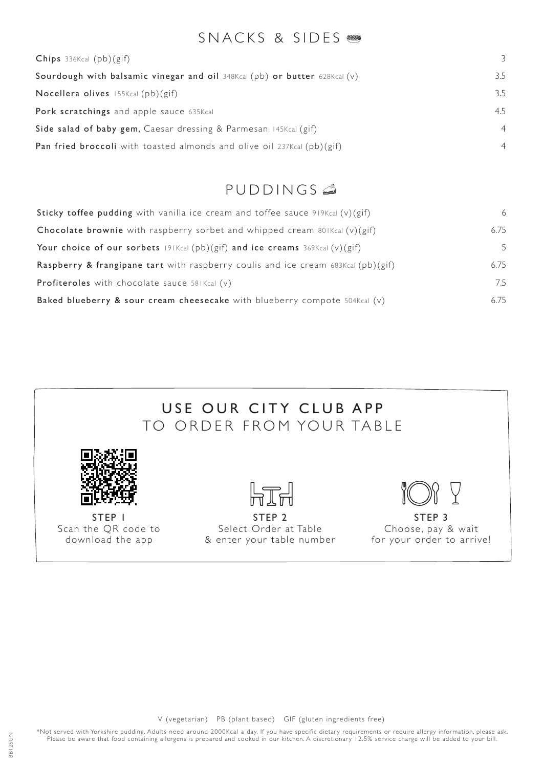## SNACKS & SIDES

| | |
|---|---|
| **Chips** 336Kcal (pb)(gif) | 3 |
| **Sourdough with balsamic vinegar and oil** 348Kcal (pb) **or butter** 628Kcal (v) | 3.5 |
| **Nocellera olives** 155Kcal (pb)(gif) | 3.5 |
| **Pork scratchings** and apple sauce 635Kcal | 4.5 |
| **Side salad of baby gem**, Caesar dressing & Parmesan 145Kcal (gif) | 4 |
| **Pan fried broccoli** with toasted almonds and olive oil 237Kcal (pb)(gif) | 4 |

## PUDDINGS

| | |
|---|---|
| **Sticky toffee pudding** with vanilla ice cream and toffee sauce 919Kcal (v)(gif) | 6 |
| **Chocolate brownie** with raspberry sorbet and whipped cream 801Kcal (v)(gif) | 6.75 |
| **Your choice of our sorbets** 191Kcal (pb)(gif) **and ice creams** 369Kcal (v)(gif) | 5 |
| **Raspberry & frangipane tart** with raspberry coulis and ice cream 683Kcal (pb)(gif) | 6.75 |
| **Profiteroles** with chocolate sauce 581Kcal (v) | 7.5 |
| **Baked blueberry & sour cream cheesecake** with blueberry compote 504Kcal (v) | 6.75 |

## USE OUR CITY CLUB APP
TO ORDER FROM YOUR TABLE

STEP 1
Scan the QR code to download the app

STEP 2
Select Order at Table & enter your table number

STEP 3
Choose, pay & wait for your order to arrive!

V (vegetarian) PB (plant based) GIF (gluten ingredients free)

*Not served with Yorkshire pudding. Adults need around 2000Kcal a day. If you have specific dietary requirements or require allergy information, please ask. Please be aware that food containing allergens is prepared and cooked in our kitchen. A discretionary 12.5% service charge will be added to your bill.

BB12SUN